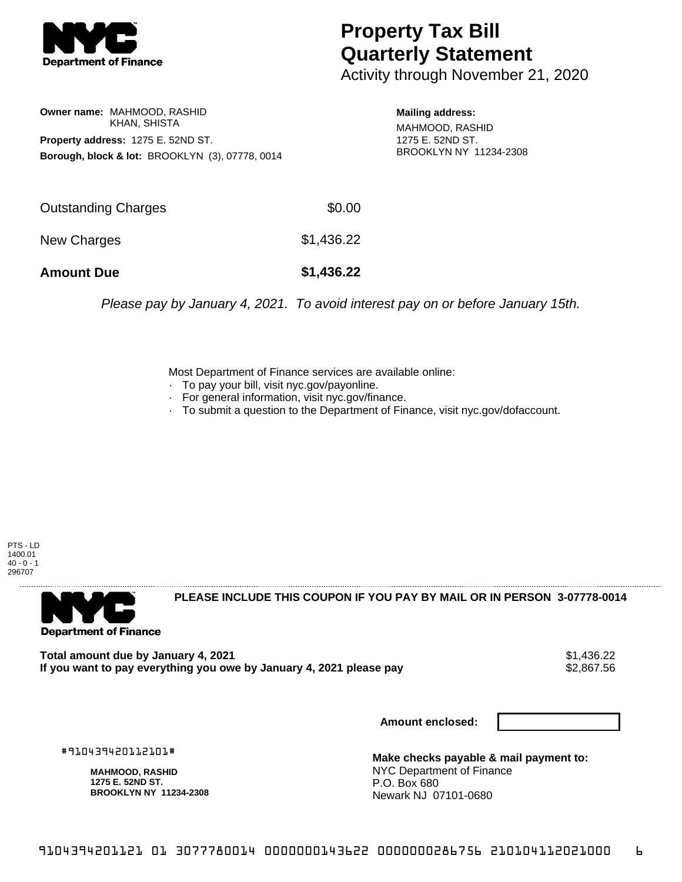# Property Tax Bill Quarterly Statement

Activity through November 21, 2020

**Owner name:** MAHMOOD, RASHID
KHAN, SHISTA

**Property address:** 1275 E. 52ND ST.

**Borough, block & lot:** BROOKLYN (3), 07778, 0014

**Mailing address:**
MAHMOOD, RASHID
1275 E. 52ND ST.
BROOKLYN NY 11234-2308

| | |
|---|---|
| Outstanding Charges | $0.00 |
| New Charges | $1,436.22 |
| **Amount Due** | **$1,436.22** |

*Please pay by January 4, 2021. To avoid interest pay on or before January 15th.*

Most Department of Finance services are available online:
- To pay your bill, visit nyc.gov/payonline.
- For general information, visit nyc.gov/finance.
- To submit a question to the Department of Finance, visit nyc.gov/dofaccount.

PTS - LD
1400.01
40 - 0 - 1
296707

**PLEASE INCLUDE THIS COUPON IF YOU PAY BY MAIL OR IN PERSON 3-07778-0014**

| | |
|---|---|
| **Total amount due by January 4, 2021** | $1,436.22 |
| **If you want to pay everything you owe by January 4, 2021 please pay** | $2,867.56 |

**Amount enclosed:**

#910439420112101#

**MAHMOOD, RASHID**
**1275 E. 52ND ST.**
**BROOKLYN NY 11234-2308**

**Make checks payable & mail payment to:**
NYC Department of Finance
P.O. Box 680
Newark NJ 07101-0680

9104394201121 01 3077780014 0000000143622 0000000286756 210104112021000 6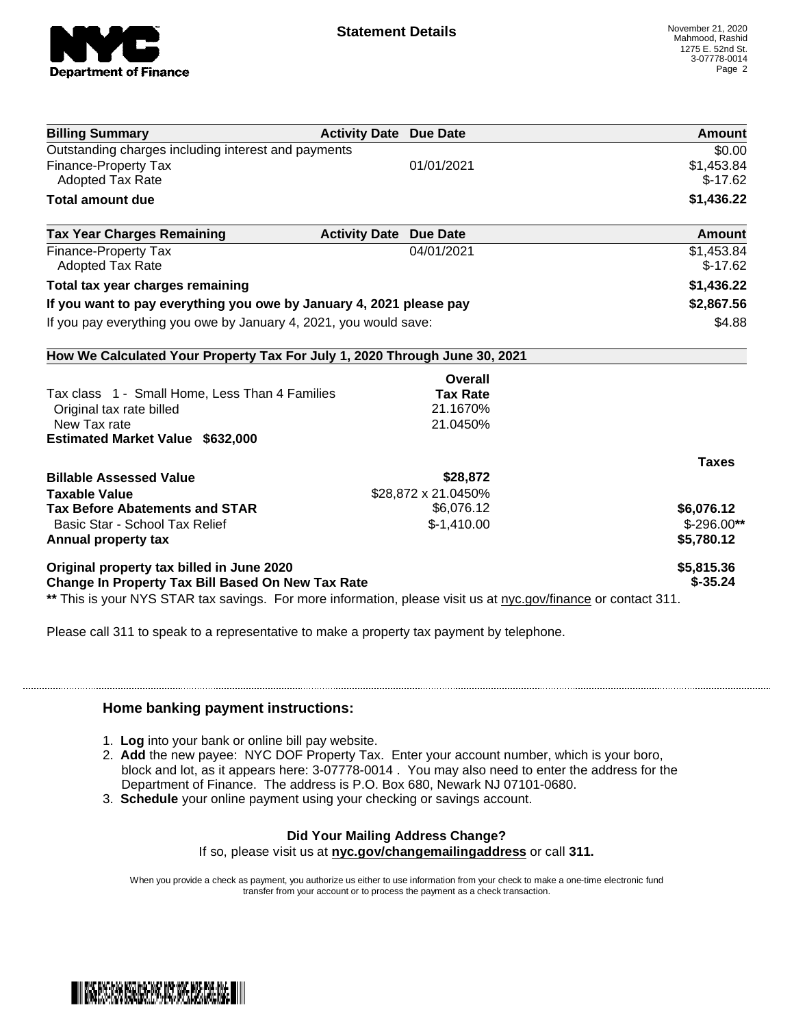## Statement Details

November 21, 2020
Mahmood, Rashid
1275 E. 52nd St.
3-07778-0014

| Billing Summary | Activity Date | Due Date | Amount |
|---|---|---|---|
| Outstanding charges including interest and payments | | | $0.00 |
| Finance-Property Tax | | 01/01/2021 | $1,453.84 |
| Adopted Tax Rate | | | $-17.62 |
| **Total amount due** | | | **$1,436.22** |

| Tax Year Charges Remaining | Activity Date | Due Date | Amount |
|---|---|---|---|
| Finance-Property Tax | | 04/01/2021 | $1,453.84 |
| Adopted Tax Rate | | | $-17.62 |
| **Total tax year charges remaining** | | | **$1,436.22** |
| **If you want to pay everything you owe by January 4, 2021 please pay** | | | **$2,867.56** |
| If you pay everything you owe by January 4, 2021, you would save: | | | $4.88 |

**How We Calculated Your Property Tax For July 1, 2020 Through June 30, 2021**

| | Overall Tax Rate | Taxes |
|---|---|---|
| Tax class 1 - Small Home, Less Than 4 Families | | |
| Original tax rate billed | 21.1670% | |
| New Tax rate | 21.0450% | |
| **Estimated Market Value $632,000** | | |
| **Billable Assessed Value** | **$28,872** | |
| **Taxable Value** | $28,872 x 21.0450% | |
| **Tax Before Abatements and STAR** | $6,076.12 | **$6,076.12** |
| Basic Star - School Tax Relief | $-1,410.00 | $-296.00** |
| **Annual property tax** | | **$5,780.12** |
| **Original property tax billed in June 2020** | | **$5,815.36** |
| **Change In Property Tax Bill Based On New Tax Rate** | | **$-35.24** |

** This is your NYS STAR tax savings. For more information, please visit us at nyc.gov/finance or contact 311.

Please call 311 to speak to a representative to make a property tax payment by telephone.

### Home banking payment instructions:

1. **Log** into your bank or online bill pay website.
2. **Add** the new payee: NYC DOF Property Tax. Enter your account number, which is your boro, block and lot, as it appears here: 3-07778-0014 . You may also need to enter the address for the Department of Finance. The address is P.O. Box 680, Newark NJ 07101-0680.
3. **Schedule** your online payment using your checking or savings account.

**Did Your Mailing Address Change?**
If so, please visit us at **nyc.gov/changemailingaddress** or call **311.**

When you provide a check as payment, you authorize us either to use information from your check to make a one-time electronic fund transfer from your account or to process the payment as a check transaction.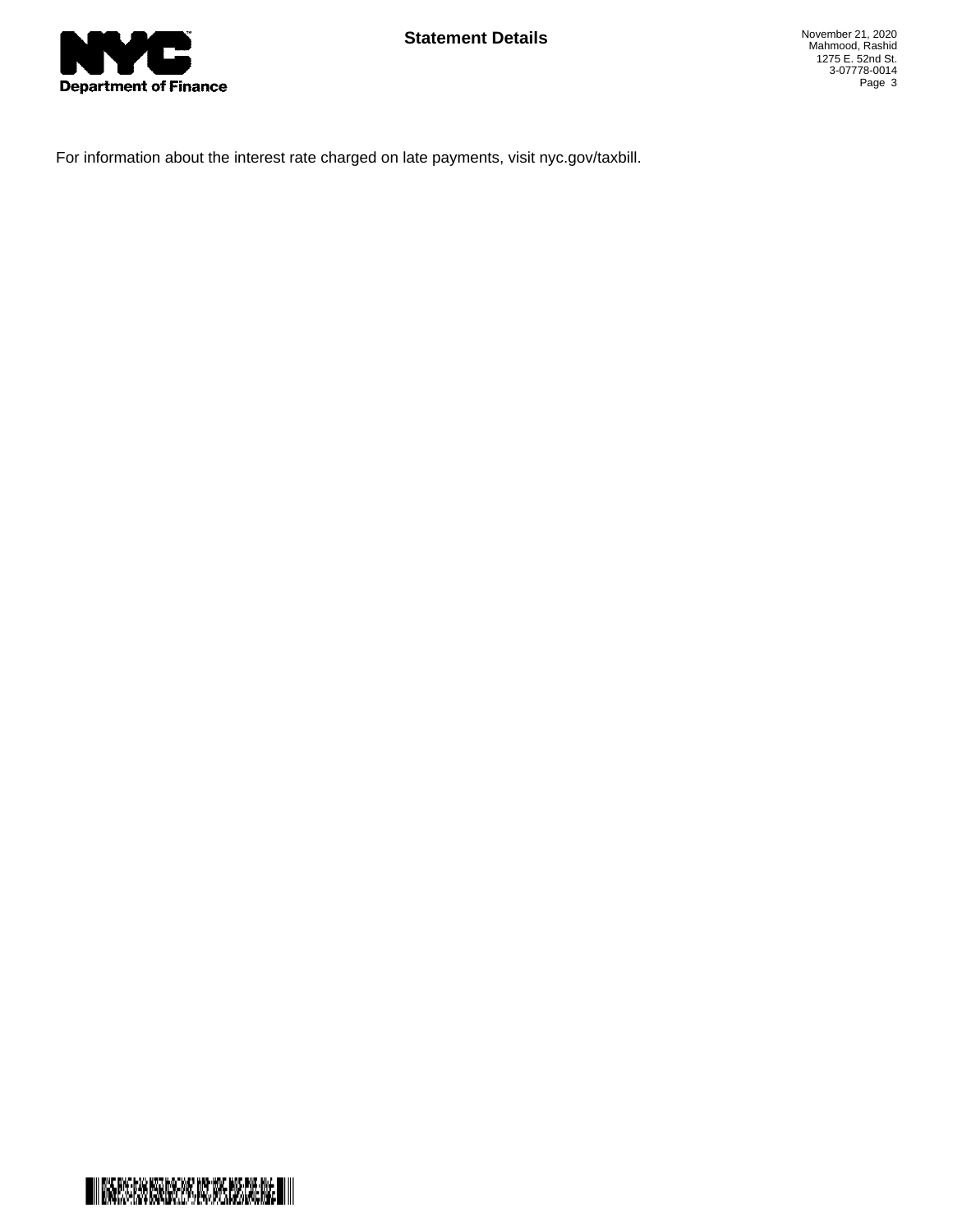For information about the interest rate charged on late payments, visit nyc.gov/taxbill.